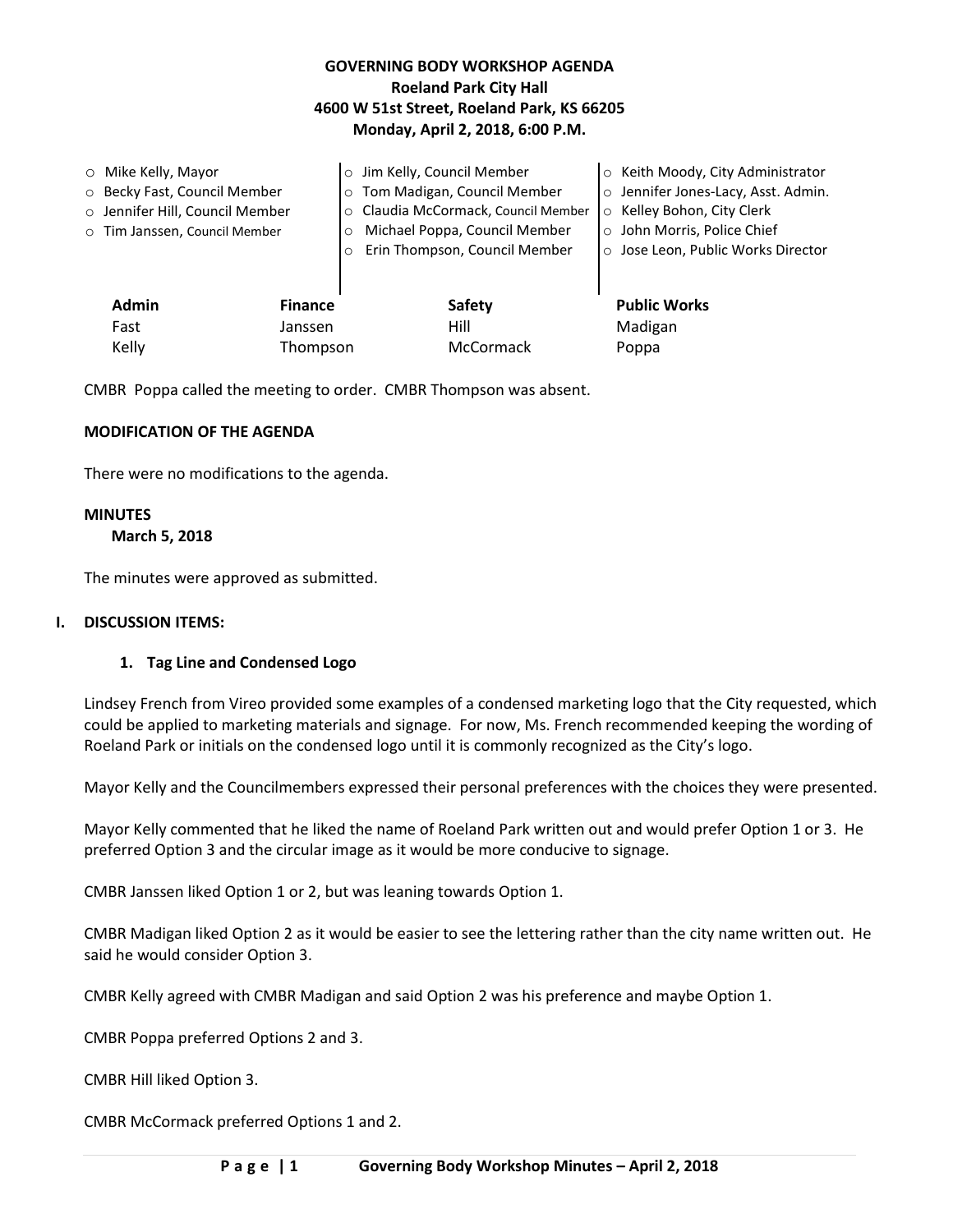**GOVERNING BODY WORKSHOP AGENDA**
**Roeland Park City Hall**
**4600 W 51st Street, Roeland Park, KS 66205**
**Monday, April 2, 2018, 6:00 P.M.**

- Mike Kelly, Mayor
- Becky Fast, Council Member
- Jennifer Hill, Council Member
- Tim Janssen, Council Member
- Jim Kelly, Council Member
- Tom Madigan, Council Member
- Claudia McCormack, Council Member
- Michael Poppa, Council Member
- Erin Thompson, Council Member
- Keith Moody, City Administrator
- Jennifer Jones-Lacy, Asst. Admin.
- Kelley Bohon, City Clerk
- John Morris, Police Chief
- Jose Leon, Public Works Director

| Admin | Finance | Safety | Public Works |
|---|---|---|---|
| Fast | Janssen | Hill | Madigan |
| Kelly | Thompson | McCormack | Poppa |

CMBR Poppa called the meeting to order. CMBR Thompson was absent.

**MODIFICATION OF THE AGENDA**

There were no modifications to the agenda.

**MINUTES**
**March 5, 2018**

The minutes were approved as submitted.

**I. DISCUSSION ITEMS:**

**1. Tag Line and Condensed Logo**

Lindsey French from Vireo provided some examples of a condensed marketing logo that the City requested, which could be applied to marketing materials and signage. For now, Ms. French recommended keeping the wording of Roeland Park or initials on the condensed logo until it is commonly recognized as the City's logo.

Mayor Kelly and the Councilmembers expressed their personal preferences with the choices they were presented.

Mayor Kelly commented that he liked the name of Roeland Park written out and would prefer Option 1 or 3. He preferred Option 3 and the circular image as it would be more conducive to signage.

CMBR Janssen liked Option 1 or 2, but was leaning towards Option 1.

CMBR Madigan liked Option 2 as it would be easier to see the lettering rather than the city name written out. He said he would consider Option 3.

CMBR Kelly agreed with CMBR Madigan and said Option 2 was his preference and maybe Option 1.

CMBR Poppa preferred Options 2 and 3.

CMBR Hill liked Option 3.

CMBR McCormack preferred Options 1 and 2.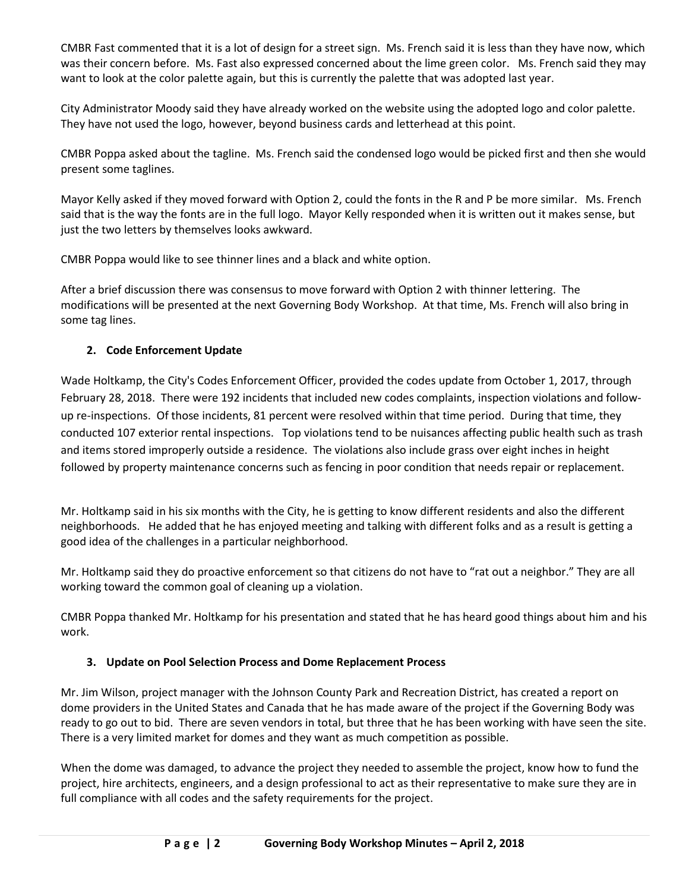CMBR Fast commented that it is a lot of design for a street sign. Ms. French said it is less than they have now, which was their concern before. Ms. Fast also expressed concerned about the lime green color. Ms. French said they may want to look at the color palette again, but this is currently the palette that was adopted last year.

City Administrator Moody said they have already worked on the website using the adopted logo and color palette. They have not used the logo, however, beyond business cards and letterhead at this point.

CMBR Poppa asked about the tagline. Ms. French said the condensed logo would be picked first and then she would present some taglines.

Mayor Kelly asked if they moved forward with Option 2, could the fonts in the R and P be more similar. Ms. French said that is the way the fonts are in the full logo. Mayor Kelly responded when it is written out it makes sense, but just the two letters by themselves looks awkward.

CMBR Poppa would like to see thinner lines and a black and white option.

After a brief discussion there was consensus to move forward with Option 2 with thinner lettering. The modifications will be presented at the next Governing Body Workshop. At that time, Ms. French will also bring in some tag lines.

**2. Code Enforcement Update**

Wade Holtkamp, the City's Codes Enforcement Officer, provided the codes update from October 1, 2017, through February 28, 2018. There were 192 incidents that included new codes complaints, inspection violations and follow-up re-inspections. Of those incidents, 81 percent were resolved within that time period. During that time, they conducted 107 exterior rental inspections. Top violations tend to be nuisances affecting public health such as trash and items stored improperly outside a residence. The violations also include grass over eight inches in height followed by property maintenance concerns such as fencing in poor condition that needs repair or replacement.

Mr. Holtkamp said in his six months with the City, he is getting to know different residents and also the different neighborhoods. He added that he has enjoyed meeting and talking with different folks and as a result is getting a good idea of the challenges in a particular neighborhood.

Mr. Holtkamp said they do proactive enforcement so that citizens do not have to "rat out a neighbor." They are all working toward the common goal of cleaning up a violation.

CMBR Poppa thanked Mr. Holtkamp for his presentation and stated that he has heard good things about him and his work.

**3. Update on Pool Selection Process and Dome Replacement Process**

Mr. Jim Wilson, project manager with the Johnson County Park and Recreation District, has created a report on dome providers in the United States and Canada that he has made aware of the project if the Governing Body was ready to go out to bid. There are seven vendors in total, but three that he has been working with have seen the site. There is a very limited market for domes and they want as much competition as possible.

When the dome was damaged, to advance the project they needed to assemble the project, know how to fund the project, hire architects, engineers, and a design professional to act as their representative to make sure they are in full compliance with all codes and the safety requirements for the project.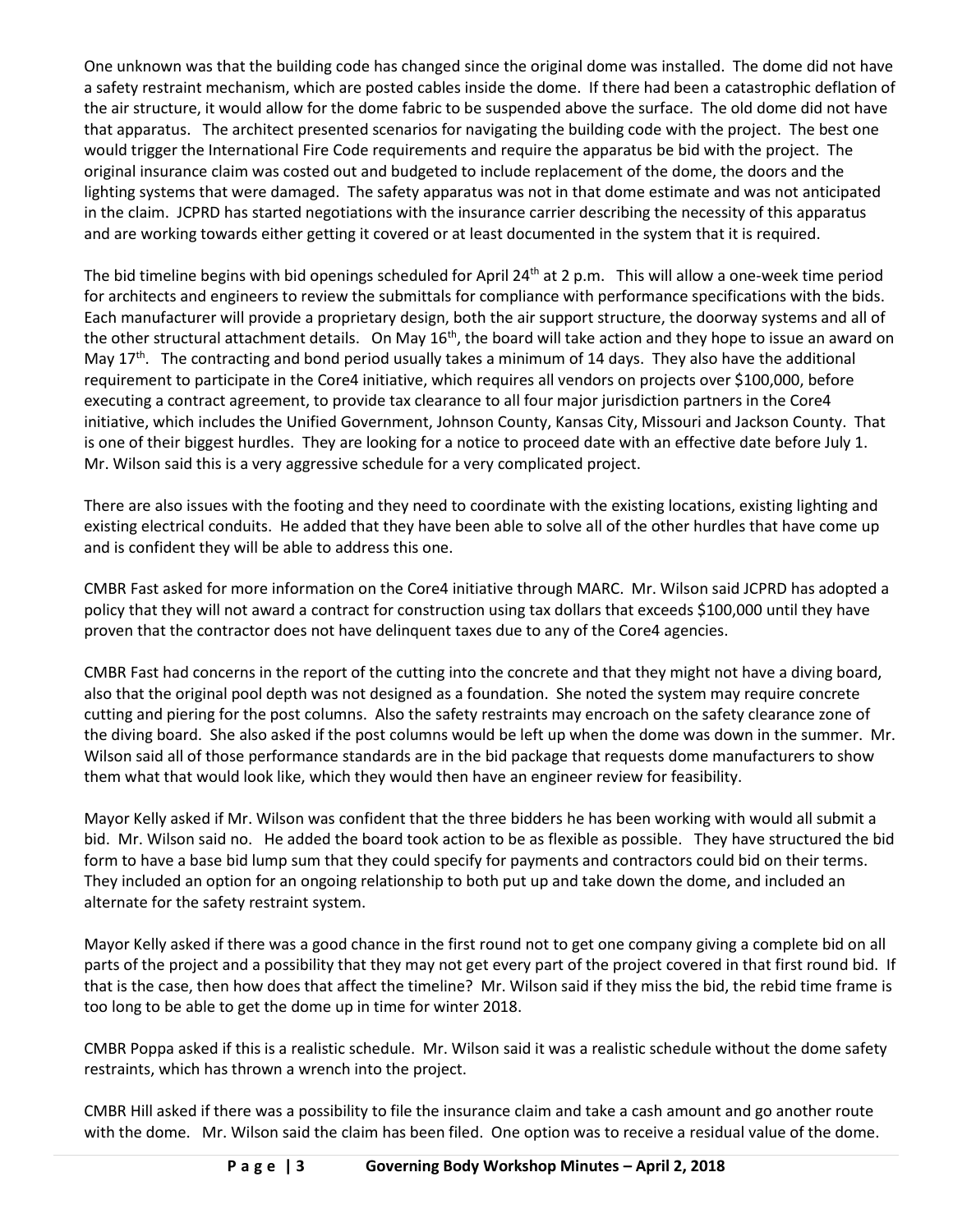One unknown was that the building code has changed since the original dome was installed. The dome did not have a safety restraint mechanism, which are posted cables inside the dome. If there had been a catastrophic deflation of the air structure, it would allow for the dome fabric to be suspended above the surface. The old dome did not have that apparatus. The architect presented scenarios for navigating the building code with the project. The best one would trigger the International Fire Code requirements and require the apparatus be bid with the project. The original insurance claim was costed out and budgeted to include replacement of the dome, the doors and the lighting systems that were damaged. The safety apparatus was not in that dome estimate and was not anticipated in the claim. JCPRD has started negotiations with the insurance carrier describing the necessity of this apparatus and are working towards either getting it covered or at least documented in the system that it is required.

The bid timeline begins with bid openings scheduled for April 24th at 2 p.m. This will allow a one-week time period for architects and engineers to review the submittals for compliance with performance specifications with the bids. Each manufacturer will provide a proprietary design, both the air support structure, the doorway systems and all of the other structural attachment details. On May 16th, the board will take action and they hope to issue an award on May 17th. The contracting and bond period usually takes a minimum of 14 days. They also have the additional requirement to participate in the Core4 initiative, which requires all vendors on projects over $100,000, before executing a contract agreement, to provide tax clearance to all four major jurisdiction partners in the Core4 initiative, which includes the Unified Government, Johnson County, Kansas City, Missouri and Jackson County. That is one of their biggest hurdles. They are looking for a notice to proceed date with an effective date before July 1. Mr. Wilson said this is a very aggressive schedule for a very complicated project.

There are also issues with the footing and they need to coordinate with the existing locations, existing lighting and existing electrical conduits. He added that they have been able to solve all of the other hurdles that have come up and is confident they will be able to address this one.

CMBR Fast asked for more information on the Core4 initiative through MARC. Mr. Wilson said JCPRD has adopted a policy that they will not award a contract for construction using tax dollars that exceeds $100,000 until they have proven that the contractor does not have delinquent taxes due to any of the Core4 agencies.

CMBR Fast had concerns in the report of the cutting into the concrete and that they might not have a diving board, also that the original pool depth was not designed as a foundation. She noted the system may require concrete cutting and piering for the post columns. Also the safety restraints may encroach on the safety clearance zone of the diving board. She also asked if the post columns would be left up when the dome was down in the summer. Mr. Wilson said all of those performance standards are in the bid package that requests dome manufacturers to show them what that would look like, which they would then have an engineer review for feasibility.

Mayor Kelly asked if Mr. Wilson was confident that the three bidders he has been working with would all submit a bid. Mr. Wilson said no. He added the board took action to be as flexible as possible. They have structured the bid form to have a base bid lump sum that they could specify for payments and contractors could bid on their terms. They included an option for an ongoing relationship to both put up and take down the dome, and included an alternate for the safety restraint system.

Mayor Kelly asked if there was a good chance in the first round not to get one company giving a complete bid on all parts of the project and a possibility that they may not get every part of the project covered in that first round bid. If that is the case, then how does that affect the timeline? Mr. Wilson said if they miss the bid, the rebid time frame is too long to be able to get the dome up in time for winter 2018.

CMBR Poppa asked if this is a realistic schedule. Mr. Wilson said it was a realistic schedule without the dome safety restraints, which has thrown a wrench into the project.

CMBR Hill asked if there was a possibility to file the insurance claim and take a cash amount and go another route with the dome. Mr. Wilson said the claim has been filed. One option was to receive a residual value of the dome.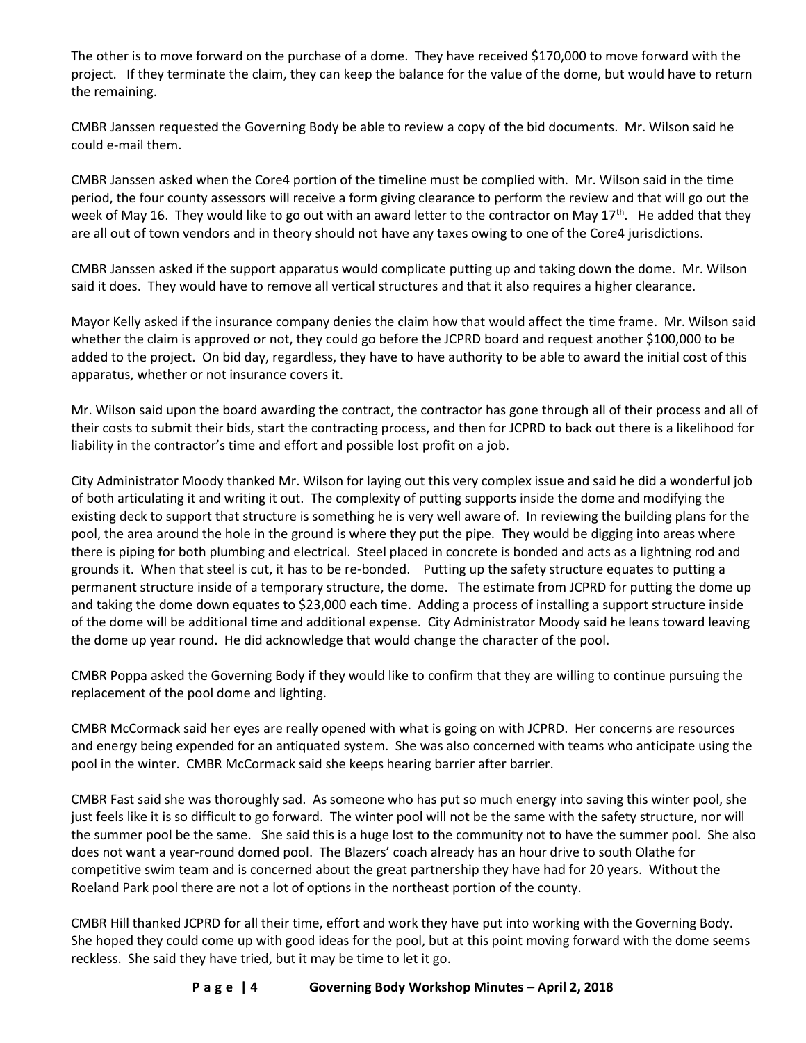The other is to move forward on the purchase of a dome. They have received $170,000 to move forward with the project. If they terminate the claim, they can keep the balance for the value of the dome, but would have to return the remaining.

CMBR Janssen requested the Governing Body be able to review a copy of the bid documents. Mr. Wilson said he could e-mail them.

CMBR Janssen asked when the Core4 portion of the timeline must be complied with. Mr. Wilson said in the time period, the four county assessors will receive a form giving clearance to perform the review and that will go out the week of May 16. They would like to go out with an award letter to the contractor on May 17th. He added that they are all out of town vendors and in theory should not have any taxes owing to one of the Core4 jurisdictions.

CMBR Janssen asked if the support apparatus would complicate putting up and taking down the dome. Mr. Wilson said it does. They would have to remove all vertical structures and that it also requires a higher clearance.

Mayor Kelly asked if the insurance company denies the claim how that would affect the time frame. Mr. Wilson said whether the claim is approved or not, they could go before the JCPRD board and request another $100,000 to be added to the project. On bid day, regardless, they have to have authority to be able to award the initial cost of this apparatus, whether or not insurance covers it.

Mr. Wilson said upon the board awarding the contract, the contractor has gone through all of their process and all of their costs to submit their bids, start the contracting process, and then for JCPRD to back out there is a likelihood for liability in the contractor's time and effort and possible lost profit on a job.

City Administrator Moody thanked Mr. Wilson for laying out this very complex issue and said he did a wonderful job of both articulating it and writing it out. The complexity of putting supports inside the dome and modifying the existing deck to support that structure is something he is very well aware of. In reviewing the building plans for the pool, the area around the hole in the ground is where they put the pipe. They would be digging into areas where there is piping for both plumbing and electrical. Steel placed in concrete is bonded and acts as a lightning rod and grounds it. When that steel is cut, it has to be re-bonded. Putting up the safety structure equates to putting a permanent structure inside of a temporary structure, the dome. The estimate from JCPRD for putting the dome up and taking the dome down equates to $23,000 each time. Adding a process of installing a support structure inside of the dome will be additional time and additional expense. City Administrator Moody said he leans toward leaving the dome up year round. He did acknowledge that would change the character of the pool.

CMBR Poppa asked the Governing Body if they would like to confirm that they are willing to continue pursuing the replacement of the pool dome and lighting.

CMBR McCormack said her eyes are really opened with what is going on with JCPRD. Her concerns are resources and energy being expended for an antiquated system. She was also concerned with teams who anticipate using the pool in the winter. CMBR McCormack said she keeps hearing barrier after barrier.

CMBR Fast said she was thoroughly sad. As someone who has put so much energy into saving this winter pool, she just feels like it is so difficult to go forward. The winter pool will not be the same with the safety structure, nor will the summer pool be the same. She said this is a huge lost to the community not to have the summer pool. She also does not want a year-round domed pool. The Blazers' coach already has an hour drive to south Olathe for competitive swim team and is concerned about the great partnership they have had for 20 years. Without the Roeland Park pool there are not a lot of options in the northeast portion of the county.

CMBR Hill thanked JCPRD for all their time, effort and work they have put into working with the Governing Body. She hoped they could come up with good ideas for the pool, but at this point moving forward with the dome seems reckless. She said they have tried, but it may be time to let it go.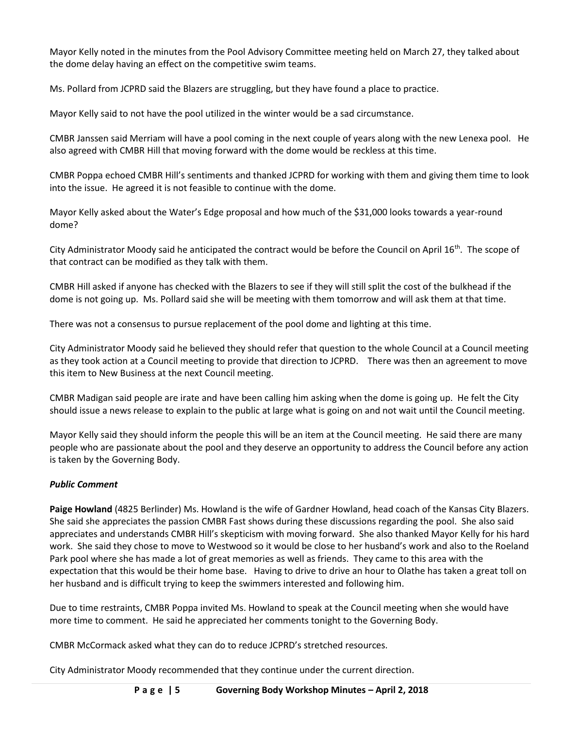Mayor Kelly noted in the minutes from the Pool Advisory Committee meeting held on March 27, they talked about the dome delay having an effect on the competitive swim teams.

Ms. Pollard from JCPRD said the Blazers are struggling, but they have found a place to practice.

Mayor Kelly said to not have the pool utilized in the winter would be a sad circumstance.

CMBR Janssen said Merriam will have a pool coming in the next couple of years along with the new Lenexa pool. He also agreed with CMBR Hill that moving forward with the dome would be reckless at this time.

CMBR Poppa echoed CMBR Hill's sentiments and thanked JCPRD for working with them and giving them time to look into the issue. He agreed it is not feasible to continue with the dome.

Mayor Kelly asked about the Water's Edge proposal and how much of the $31,000 looks towards a year-round dome?

City Administrator Moody said he anticipated the contract would be before the Council on April 16th. The scope of that contract can be modified as they talk with them.

CMBR Hill asked if anyone has checked with the Blazers to see if they will still split the cost of the bulkhead if the dome is not going up. Ms. Pollard said she will be meeting with them tomorrow and will ask them at that time.

There was not a consensus to pursue replacement of the pool dome and lighting at this time.

City Administrator Moody said he believed they should refer that question to the whole Council at a Council meeting as they took action at a Council meeting to provide that direction to JCPRD. There was then an agreement to move this item to New Business at the next Council meeting.

CMBR Madigan said people are irate and have been calling him asking when the dome is going up. He felt the City should issue a news release to explain to the public at large what is going on and not wait until the Council meeting.

Mayor Kelly said they should inform the people this will be an item at the Council meeting. He said there are many people who are passionate about the pool and they deserve an opportunity to address the Council before any action is taken by the Governing Body.

***Public Comment***

**Paige Howland** (4825 Berlinder) Ms. Howland is the wife of Gardner Howland, head coach of the Kansas City Blazers. She said she appreciates the passion CMBR Fast shows during these discussions regarding the pool. She also said appreciates and understands CMBR Hill's skepticism with moving forward. She also thanked Mayor Kelly for his hard work. She said they chose to move to Westwood so it would be close to her husband's work and also to the Roeland Park pool where she has made a lot of great memories as well as friends. They came to this area with the expectation that this would be their home base. Having to drive to drive an hour to Olathe has taken a great toll on her husband and is difficult trying to keep the swimmers interested and following him.

Due to time restraints, CMBR Poppa invited Ms. Howland to speak at the Council meeting when she would have more time to comment. He said he appreciated her comments tonight to the Governing Body.

CMBR McCormack asked what they can do to reduce JCPRD's stretched resources.

City Administrator Moody recommended that they continue under the current direction.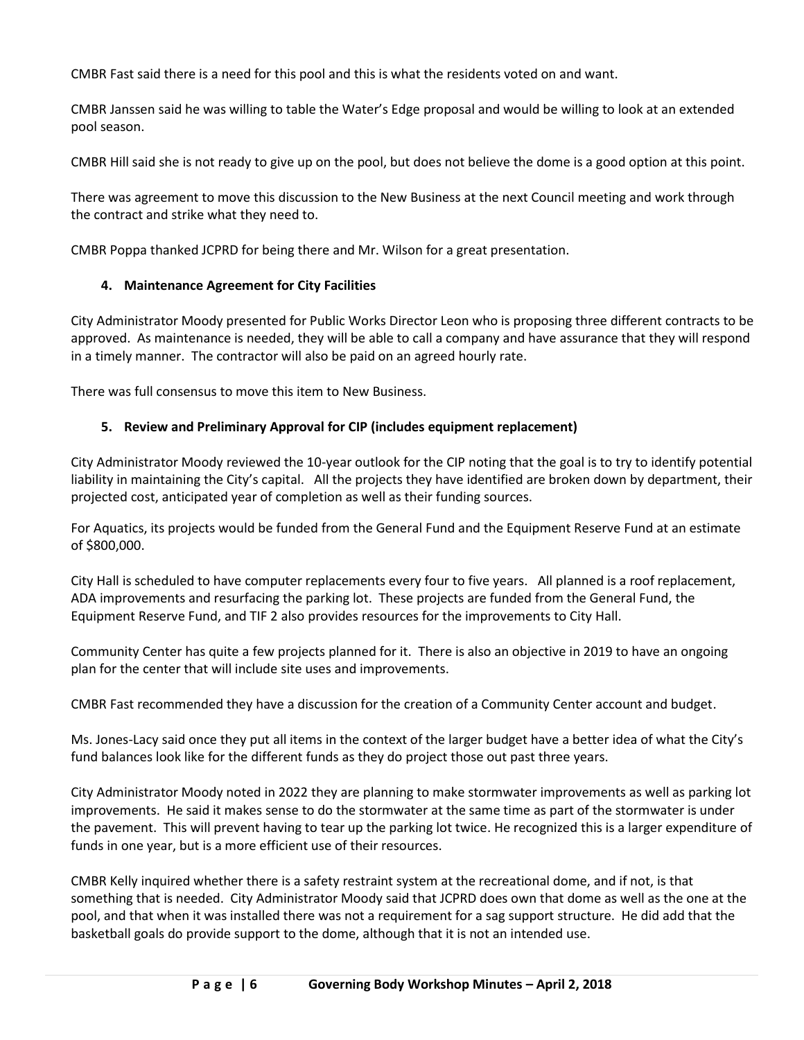CMBR Fast said there is a need for this pool and this is what the residents voted on and want.

CMBR Janssen said he was willing to table the Water's Edge proposal and would be willing to look at an extended pool season.

CMBR Hill said she is not ready to give up on the pool, but does not believe the dome is a good option at this point.

There was agreement to move this discussion to the New Business at the next Council meeting and work through the contract and strike what they need to.

CMBR Poppa thanked JCPRD for being there and Mr. Wilson for a great presentation.

### 4. Maintenance Agreement for City Facilities

City Administrator Moody presented for Public Works Director Leon who is proposing three different contracts to be approved. As maintenance is needed, they will be able to call a company and have assurance that they will respond in a timely manner. The contractor will also be paid on an agreed hourly rate.

There was full consensus to move this item to New Business.

### 5. Review and Preliminary Approval for CIP (includes equipment replacement)

City Administrator Moody reviewed the 10-year outlook for the CIP noting that the goal is to try to identify potential liability in maintaining the City's capital. All the projects they have identified are broken down by department, their projected cost, anticipated year of completion as well as their funding sources.

For Aquatics, its projects would be funded from the General Fund and the Equipment Reserve Fund at an estimate of $800,000.

City Hall is scheduled to have computer replacements every four to five years. All planned is a roof replacement, ADA improvements and resurfacing the parking lot. These projects are funded from the General Fund, the Equipment Reserve Fund, and TIF 2 also provides resources for the improvements to City Hall.

Community Center has quite a few projects planned for it. There is also an objective in 2019 to have an ongoing plan for the center that will include site uses and improvements.

CMBR Fast recommended they have a discussion for the creation of a Community Center account and budget.

Ms. Jones-Lacy said once they put all items in the context of the larger budget have a better idea of what the City's fund balances look like for the different funds as they do project those out past three years.

City Administrator Moody noted in 2022 they are planning to make stormwater improvements as well as parking lot improvements. He said it makes sense to do the stormwater at the same time as part of the stormwater is under the pavement. This will prevent having to tear up the parking lot twice. He recognized this is a larger expenditure of funds in one year, but is a more efficient use of their resources.

CMBR Kelly inquired whether there is a safety restraint system at the recreational dome, and if not, is that something that is needed. City Administrator Moody said that JCPRD does own that dome as well as the one at the pool, and that when it was installed there was not a requirement for a sag support structure. He did add that the basketball goals do provide support to the dome, although that it is not an intended use.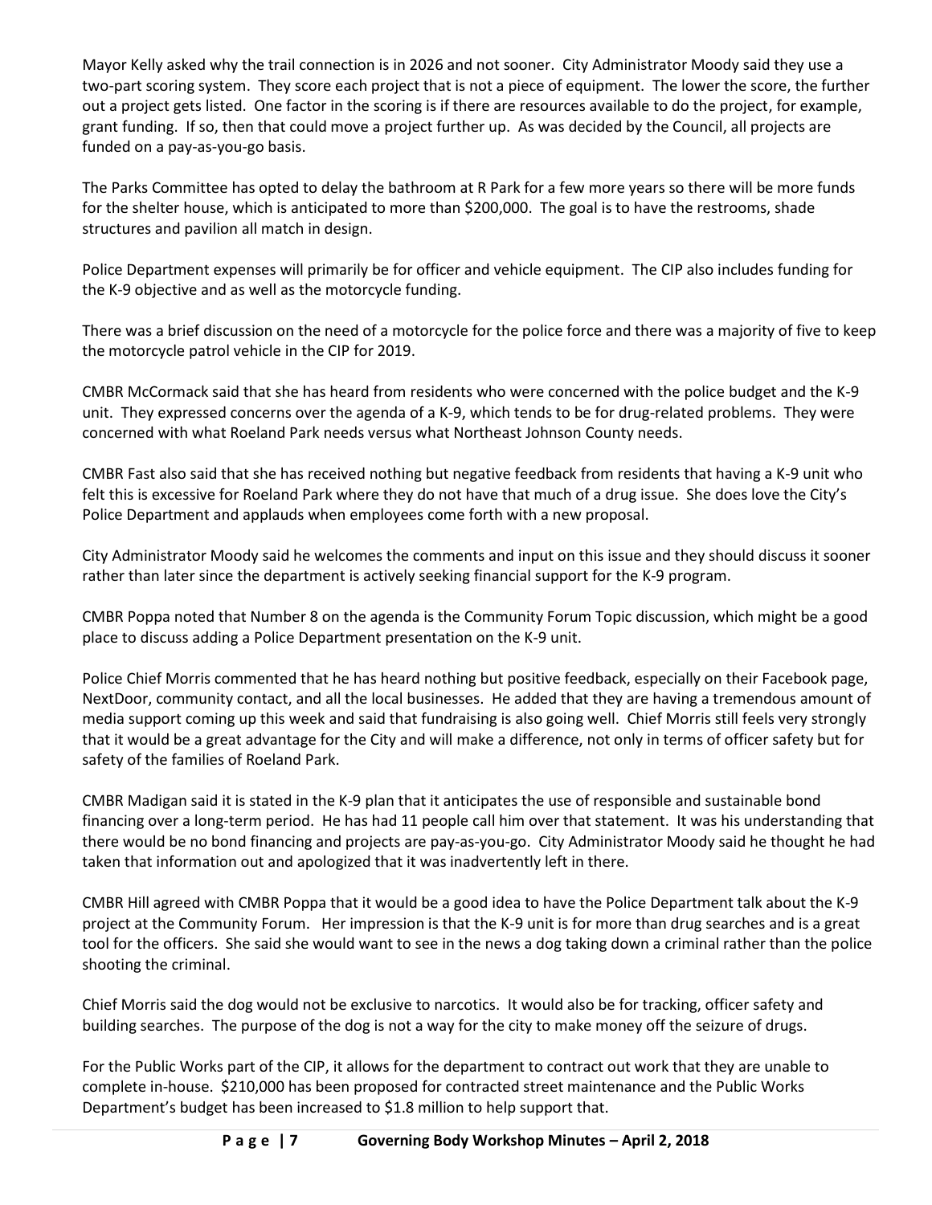Mayor Kelly asked why the trail connection is in 2026 and not sooner. City Administrator Moody said they use a two-part scoring system. They score each project that is not a piece of equipment. The lower the score, the further out a project gets listed. One factor in the scoring is if there are resources available to do the project, for example, grant funding. If so, then that could move a project further up. As was decided by the Council, all projects are funded on a pay-as-you-go basis.

The Parks Committee has opted to delay the bathroom at R Park for a few more years so there will be more funds for the shelter house, which is anticipated to more than $200,000. The goal is to have the restrooms, shade structures and pavilion all match in design.

Police Department expenses will primarily be for officer and vehicle equipment. The CIP also includes funding for the K-9 objective and as well as the motorcycle funding.

There was a brief discussion on the need of a motorcycle for the police force and there was a majority of five to keep the motorcycle patrol vehicle in the CIP for 2019.

CMBR McCormack said that she has heard from residents who were concerned with the police budget and the K-9 unit. They expressed concerns over the agenda of a K-9, which tends to be for drug-related problems. They were concerned with what Roeland Park needs versus what Northeast Johnson County needs.

CMBR Fast also said that she has received nothing but negative feedback from residents that having a K-9 unit who felt this is excessive for Roeland Park where they do not have that much of a drug issue. She does love the City's Police Department and applauds when employees come forth with a new proposal.

City Administrator Moody said he welcomes the comments and input on this issue and they should discuss it sooner rather than later since the department is actively seeking financial support for the K-9 program.

CMBR Poppa noted that Number 8 on the agenda is the Community Forum Topic discussion, which might be a good place to discuss adding a Police Department presentation on the K-9 unit.

Police Chief Morris commented that he has heard nothing but positive feedback, especially on their Facebook page, NextDoor, community contact, and all the local businesses. He added that they are having a tremendous amount of media support coming up this week and said that fundraising is also going well. Chief Morris still feels very strongly that it would be a great advantage for the City and will make a difference, not only in terms of officer safety but for safety of the families of Roeland Park.

CMBR Madigan said it is stated in the K-9 plan that it anticipates the use of responsible and sustainable bond financing over a long-term period. He has had 11 people call him over that statement. It was his understanding that there would be no bond financing and projects are pay-as-you-go. City Administrator Moody said he thought he had taken that information out and apologized that it was inadvertently left in there.

CMBR Hill agreed with CMBR Poppa that it would be a good idea to have the Police Department talk about the K-9 project at the Community Forum. Her impression is that the K-9 unit is for more than drug searches and is a great tool for the officers. She said she would want to see in the news a dog taking down a criminal rather than the police shooting the criminal.

Chief Morris said the dog would not be exclusive to narcotics. It would also be for tracking, officer safety and building searches. The purpose of the dog is not a way for the city to make money off the seizure of drugs.

For the Public Works part of the CIP, it allows for the department to contract out work that they are unable to complete in-house. $210,000 has been proposed for contracted street maintenance and the Public Works Department's budget has been increased to $1.8 million to help support that.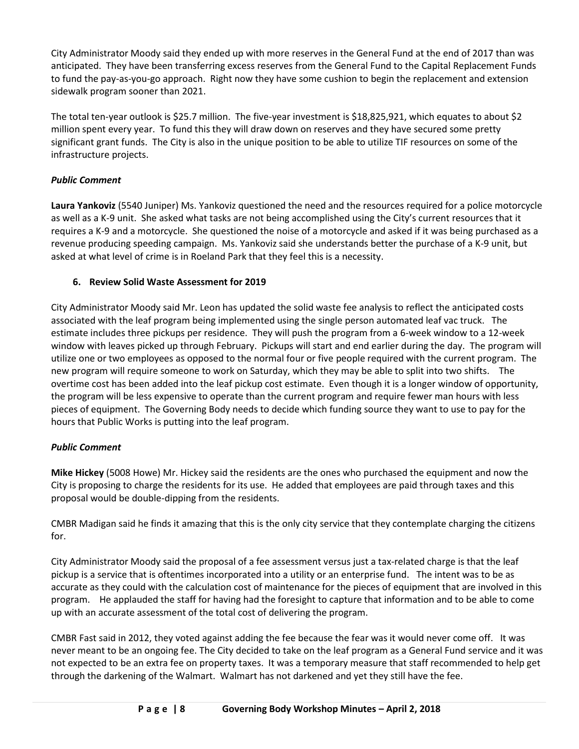City Administrator Moody said they ended up with more reserves in the General Fund at the end of 2017 than was anticipated. They have been transferring excess reserves from the General Fund to the Capital Replacement Funds to fund the pay-as-you-go approach. Right now they have some cushion to begin the replacement and extension sidewalk program sooner than 2021.

The total ten-year outlook is $25.7 million. The five-year investment is $18,825,921, which equates to about $2 million spent every year. To fund this they will draw down on reserves and they have secured some pretty significant grant funds. The City is also in the unique position to be able to utilize TIF resources on some of the infrastructure projects.

***Public Comment***

**Laura Yankoviz** (5540 Juniper) Ms. Yankoviz questioned the need and the resources required for a police motorcycle as well as a K-9 unit. She asked what tasks are not being accomplished using the City's current resources that it requires a K-9 and a motorcycle. She questioned the noise of a motorcycle and asked if it was being purchased as a revenue producing speeding campaign. Ms. Yankoviz said she understands better the purchase of a K-9 unit, but asked at what level of crime is in Roeland Park that they feel this is a necessity.

**6. Review Solid Waste Assessment for 2019**

City Administrator Moody said Mr. Leon has updated the solid waste fee analysis to reflect the anticipated costs associated with the leaf program being implemented using the single person automated leaf vac truck. The estimate includes three pickups per residence. They will push the program from a 6-week window to a 12-week window with leaves picked up through February. Pickups will start and end earlier during the day. The program will utilize one or two employees as opposed to the normal four or five people required with the current program. The new program will require someone to work on Saturday, which they may be able to split into two shifts. The overtime cost has been added into the leaf pickup cost estimate. Even though it is a longer window of opportunity, the program will be less expensive to operate than the current program and require fewer man hours with less pieces of equipment. The Governing Body needs to decide which funding source they want to use to pay for the hours that Public Works is putting into the leaf program.

***Public Comment***

**Mike Hickey** (5008 Howe) Mr. Hickey said the residents are the ones who purchased the equipment and now the City is proposing to charge the residents for its use. He added that employees are paid through taxes and this proposal would be double-dipping from the residents.

CMBR Madigan said he finds it amazing that this is the only city service that they contemplate charging the citizens for.

City Administrator Moody said the proposal of a fee assessment versus just a tax-related charge is that the leaf pickup is a service that is oftentimes incorporated into a utility or an enterprise fund. The intent was to be as accurate as they could with the calculation cost of maintenance for the pieces of equipment that are involved in this program. He applauded the staff for having had the foresight to capture that information and to be able to come up with an accurate assessment of the total cost of delivering the program.

CMBR Fast said in 2012, they voted against adding the fee because the fear was it would never come off. It was never meant to be an ongoing fee. The City decided to take on the leaf program as a General Fund service and it was not expected to be an extra fee on property taxes. It was a temporary measure that staff recommended to help get through the darkening of the Walmart. Walmart has not darkened and yet they still have the fee.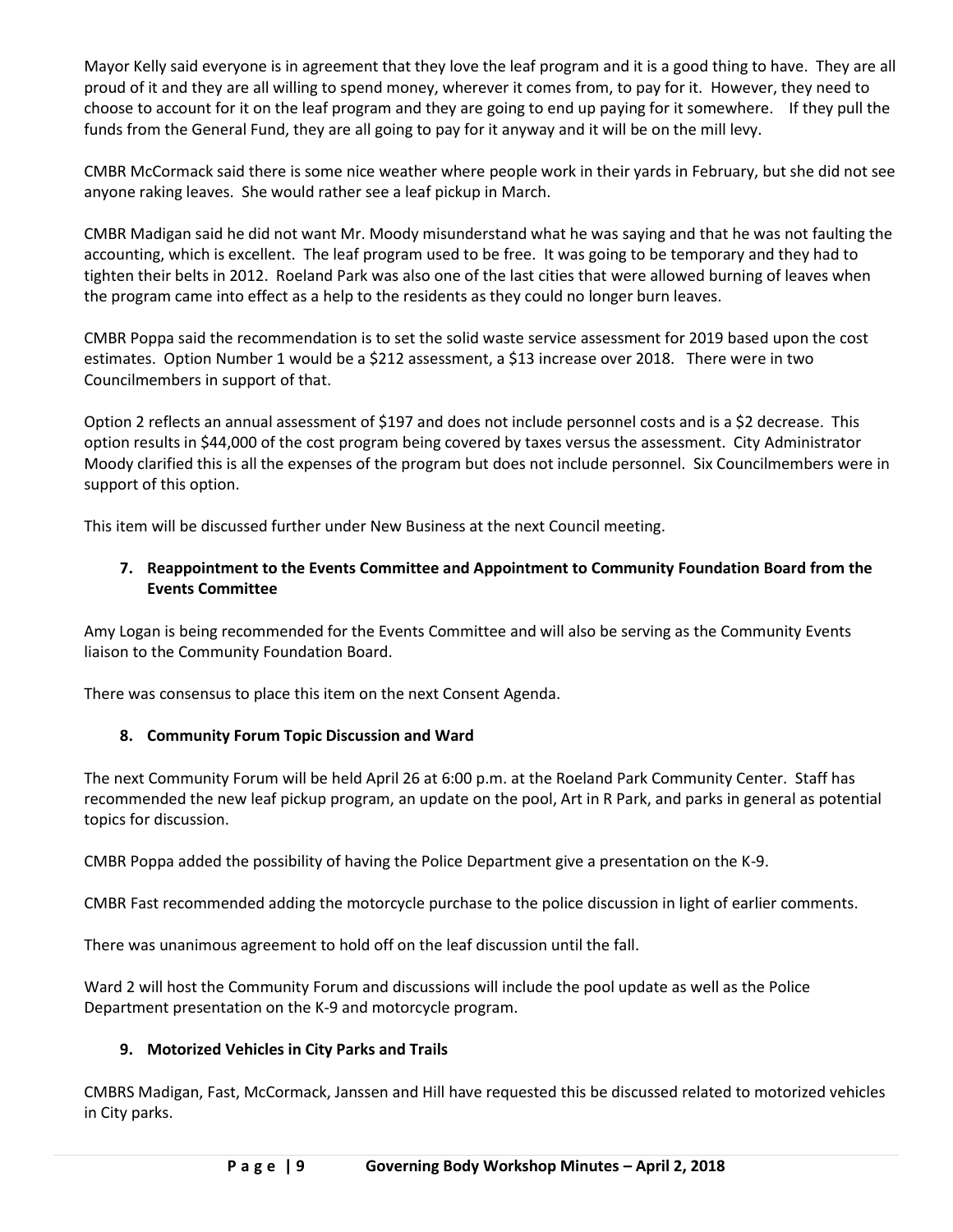Mayor Kelly said everyone is in agreement that they love the leaf program and it is a good thing to have. They are all proud of it and they are all willing to spend money, wherever it comes from, to pay for it. However, they need to choose to account for it on the leaf program and they are going to end up paying for it somewhere. If they pull the funds from the General Fund, they are all going to pay for it anyway and it will be on the mill levy.

CMBR McCormack said there is some nice weather where people work in their yards in February, but she did not see anyone raking leaves. She would rather see a leaf pickup in March.

CMBR Madigan said he did not want Mr. Moody misunderstand what he was saying and that he was not faulting the accounting, which is excellent. The leaf program used to be free. It was going to be temporary and they had to tighten their belts in 2012. Roeland Park was also one of the last cities that were allowed burning of leaves when the program came into effect as a help to the residents as they could no longer burn leaves.

CMBR Poppa said the recommendation is to set the solid waste service assessment for 2019 based upon the cost estimates. Option Number 1 would be a $212 assessment, a $13 increase over 2018. There were in two Councilmembers in support of that.

Option 2 reflects an annual assessment of $197 and does not include personnel costs and is a $2 decrease. This option results in $44,000 of the cost program being covered by taxes versus the assessment. City Administrator Moody clarified this is all the expenses of the program but does not include personnel. Six Councilmembers were in support of this option.

This item will be discussed further under New Business at the next Council meeting.

**7. Reappointment to the Events Committee and Appointment to Community Foundation Board from the Events Committee**

Amy Logan is being recommended for the Events Committee and will also be serving as the Community Events liaison to the Community Foundation Board.

There was consensus to place this item on the next Consent Agenda.

**8. Community Forum Topic Discussion and Ward**

The next Community Forum will be held April 26 at 6:00 p.m. at the Roeland Park Community Center. Staff has recommended the new leaf pickup program, an update on the pool, Art in R Park, and parks in general as potential topics for discussion.

CMBR Poppa added the possibility of having the Police Department give a presentation on the K-9.

CMBR Fast recommended adding the motorcycle purchase to the police discussion in light of earlier comments.

There was unanimous agreement to hold off on the leaf discussion until the fall.

Ward 2 will host the Community Forum and discussions will include the pool update as well as the Police Department presentation on the K-9 and motorcycle program.

**9. Motorized Vehicles in City Parks and Trails**

CMBRS Madigan, Fast, McCormack, Janssen and Hill have requested this be discussed related to motorized vehicles in City parks.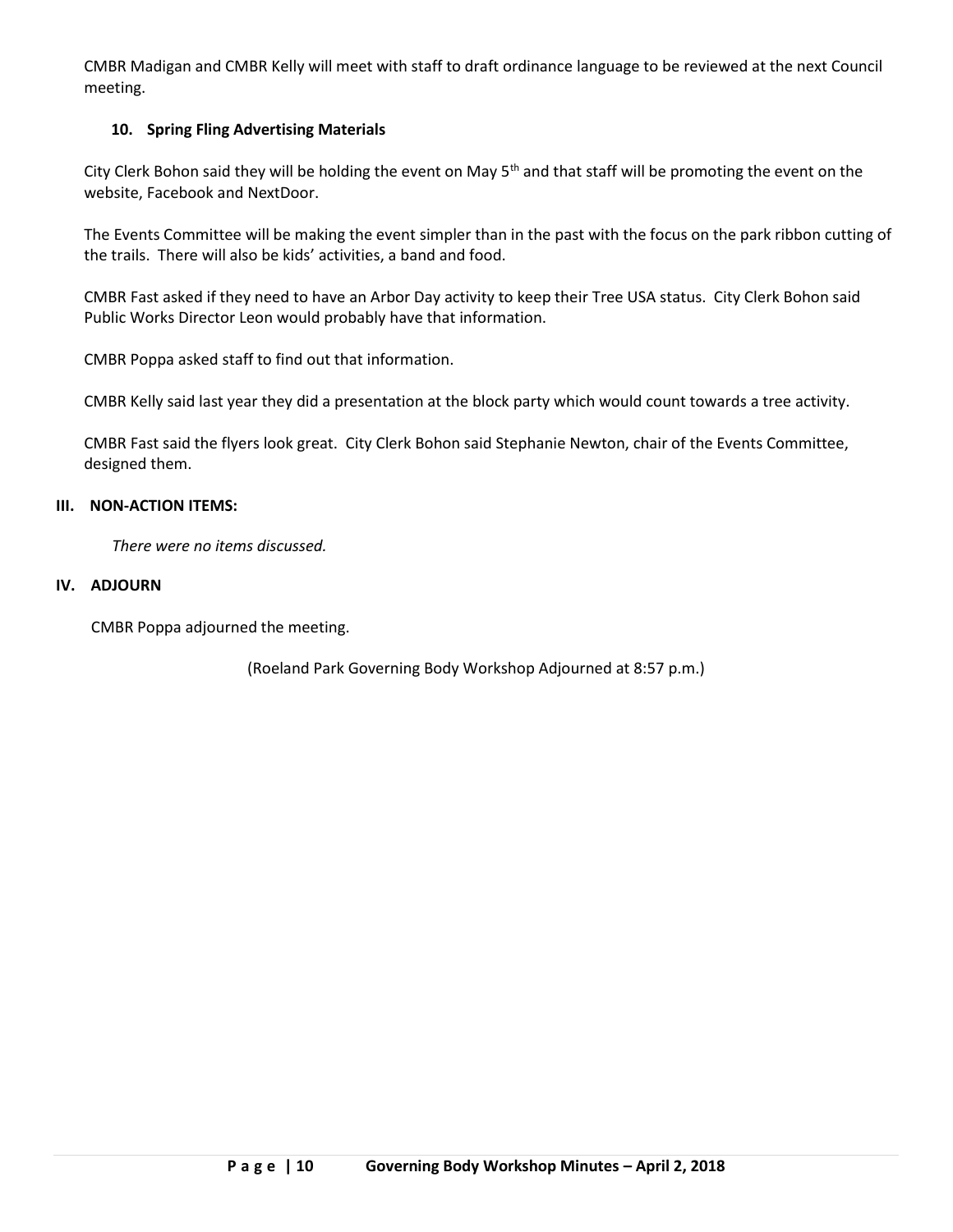CMBR Madigan and CMBR Kelly will meet with staff to draft ordinance language to be reviewed at the next Council meeting.

### 10. Spring Fling Advertising Materials

City Clerk Bohon said they will be holding the event on May 5th and that staff will be promoting the event on the website, Facebook and NextDoor.

The Events Committee will be making the event simpler than in the past with the focus on the park ribbon cutting of the trails. There will also be kids' activities, a band and food.

CMBR Fast asked if they need to have an Arbor Day activity to keep their Tree USA status. City Clerk Bohon said Public Works Director Leon would probably have that information.

CMBR Poppa asked staff to find out that information.

CMBR Kelly said last year they did a presentation at the block party which would count towards a tree activity.

CMBR Fast said the flyers look great. City Clerk Bohon said Stephanie Newton, chair of the Events Committee, designed them.

## III. NON-ACTION ITEMS:

*There were no items discussed.*

## IV. ADJOURN

CMBR Poppa adjourned the meeting.

(Roeland Park Governing Body Workshop Adjourned at 8:57 p.m.)